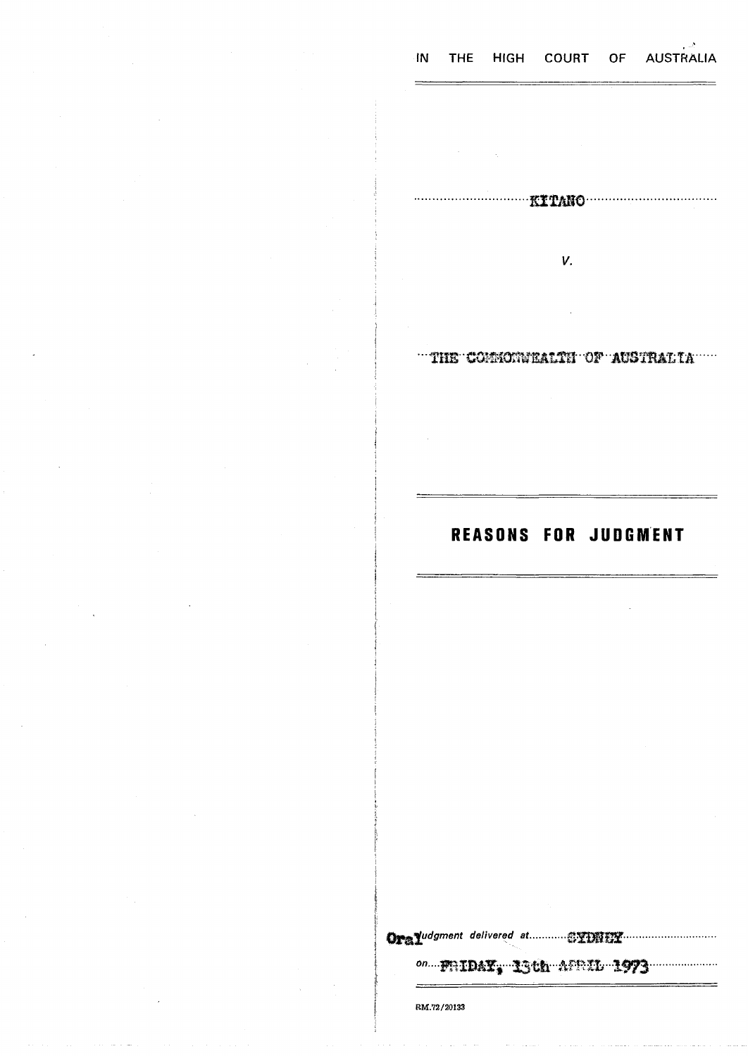IN THE HIGH COURT OF AUSTRALIA

KITANO

V.

THE COMMONWEALTH OF AUSTRALIA

# REASONS FOR JUDGMENT

Oral judgment delivered at SYDNEY

on FRIDAY, 13th APRIL 1973

RM.72/20133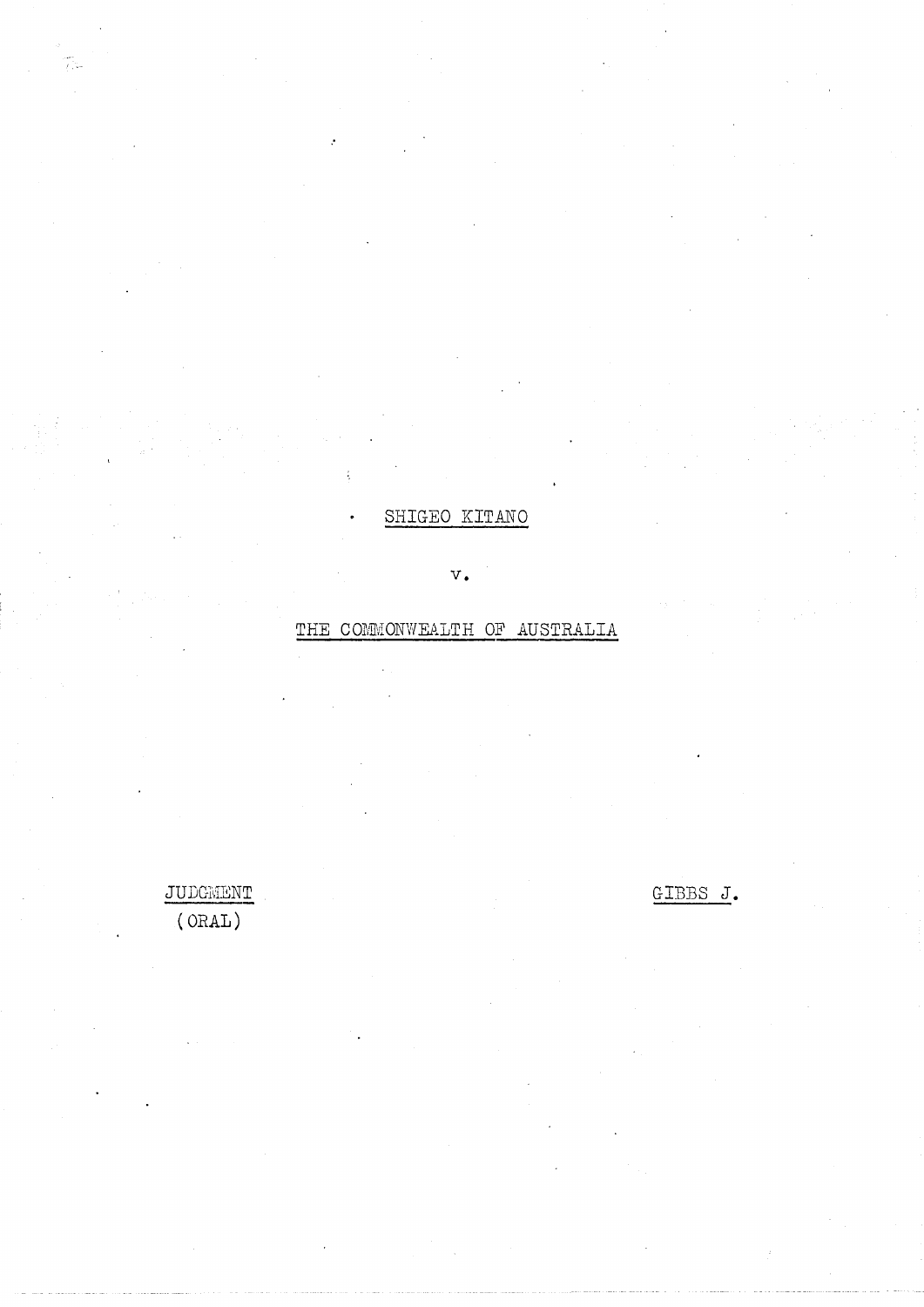SHIGEO KITANO

v.

THE COMMONWEALTH OF AUSTRALIA

JUDGMENT
(ORAL)

GIBBS J.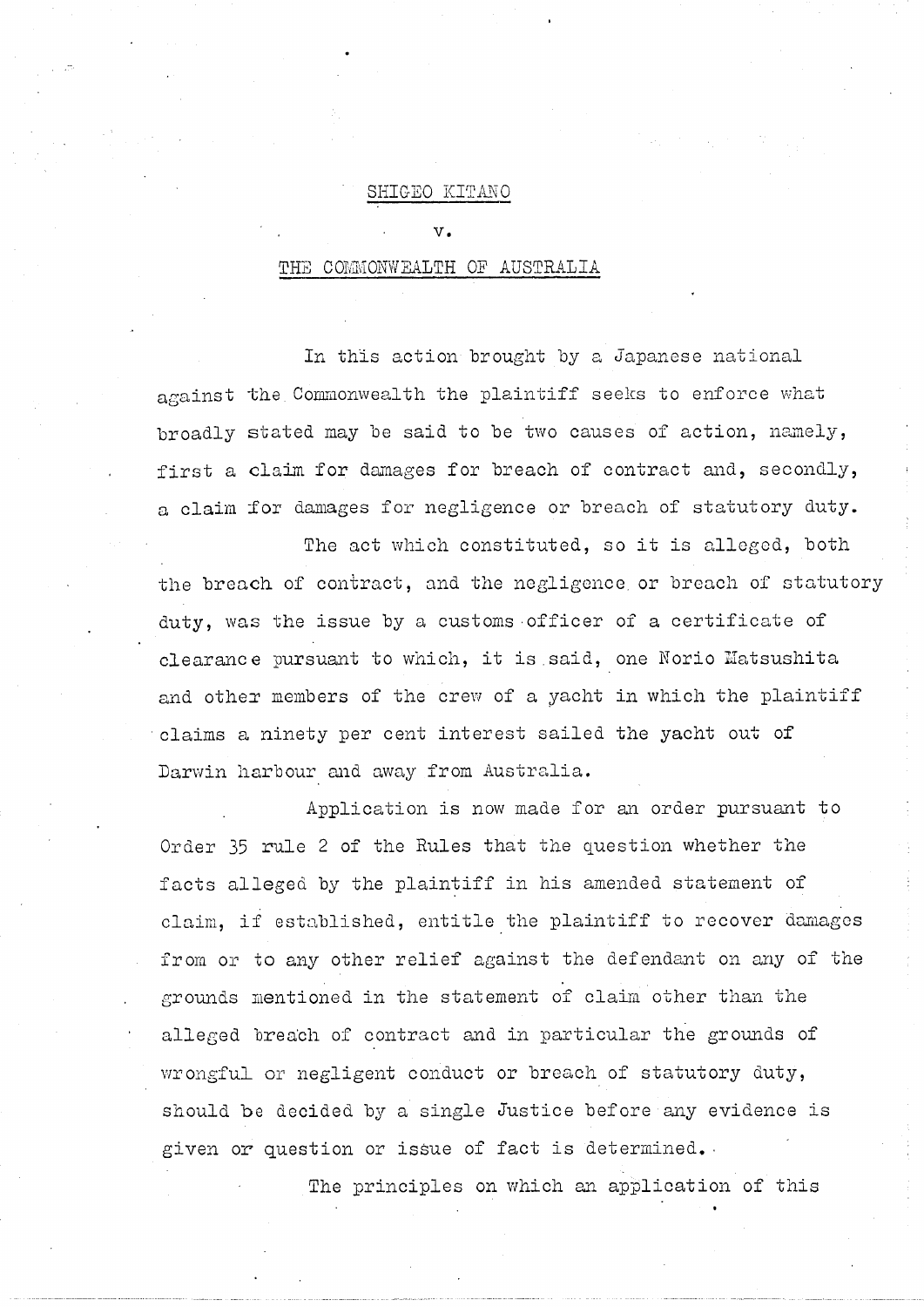SHIGEO KITANO

v.

THE COMMONWEALTH OF AUSTRALIA

In this action brought by a Japanese national against the Commonwealth the plaintiff seeks to enforce what broadly stated may be said to be two causes of action, namely, first a claim for damages for breach of contract and, secondly, a claim for damages for negligence or breach of statutory duty.

The act which constituted, so it is alleged, both the breach of contract, and the negligence or breach of statutory duty, was the issue by a customs officer of a certificate of clearance pursuant to which, it is said, one Norio Matsushita and other members of the crew of a yacht in which the plaintiff claims a ninety per cent interest sailed the yacht out of Darwin harbour and away from Australia.

Application is now made for an order pursuant to Order 35 rule 2 of the Rules that the question whether the facts alleged by the plaintiff in his amended statement of claim, if established, entitle the plaintiff to recover damages from or to any other relief against the defendant on any of the grounds mentioned in the statement of claim other than the alleged breach of contract and in particular the grounds of wrongful or negligent conduct or breach of statutory duty, should be decided by a single Justice before any evidence is given or question or issue of fact is determined.

The principles on which an application of this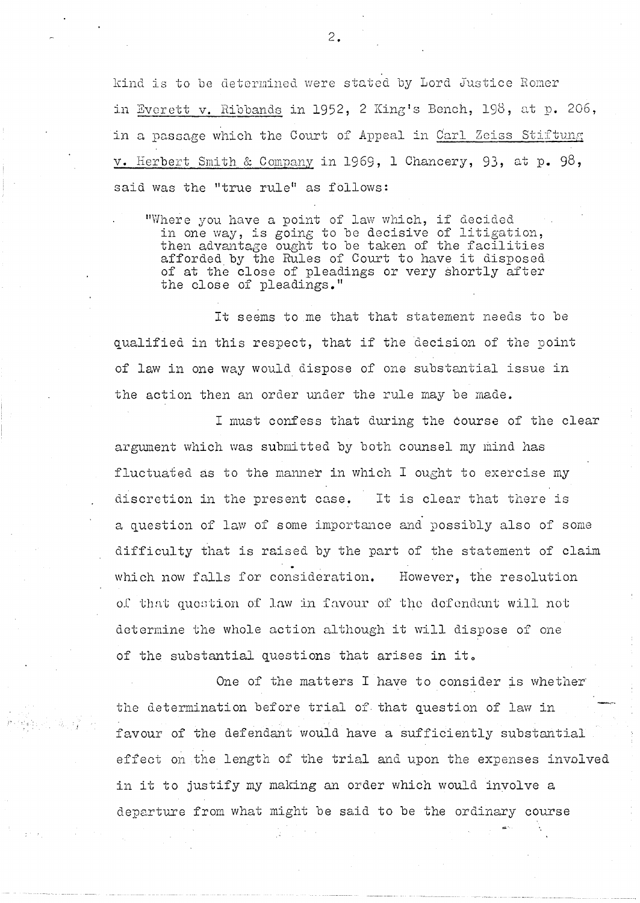kind is to be determined were stated by Lord Justice Romer in Everett v. Ribbands in 1952, 2 King's Bench, 198, at p. 206, in a passage which the Court of Appeal in Carl Zeiss Stiftung v. Herbert Smith & Company in 1969, 1 Chancery, 93, at p. 98, said was the "true rule" as follows:

> "Where you have a point of law which, if decided in one way, is going to be decisive of litigation, then advantage ought to be taken of the facilities afforded by the Rules of Court to have it disposed of at the close of pleadings or very shortly after the close of pleadings."

It seems to me that that statement needs to be qualified in this respect, that if the decision of the point of law in one way would dispose of one substantial issue in the action then an order under the rule may be made.

I must confess that during the course of the clear argument which was submitted by both counsel my mind has fluctuated as to the manner in which I ought to exercise my discretion in the present case. It is clear that there is a question of law of some importance and possibly also of some difficulty that is raised by the part of the statement of claim which now falls for consideration. However, the resolution of that question of law in favour of the defendant will not determine the whole action although it will dispose of one of the substantial questions that arises in it.

One of the matters I have to consider is whether the determination before trial of that question of law in favour of the defendant would have a sufficiently substantial effect on the length of the trial and upon the expenses involved in it to justify my making an order which would involve a departure from what might be said to be the ordinary course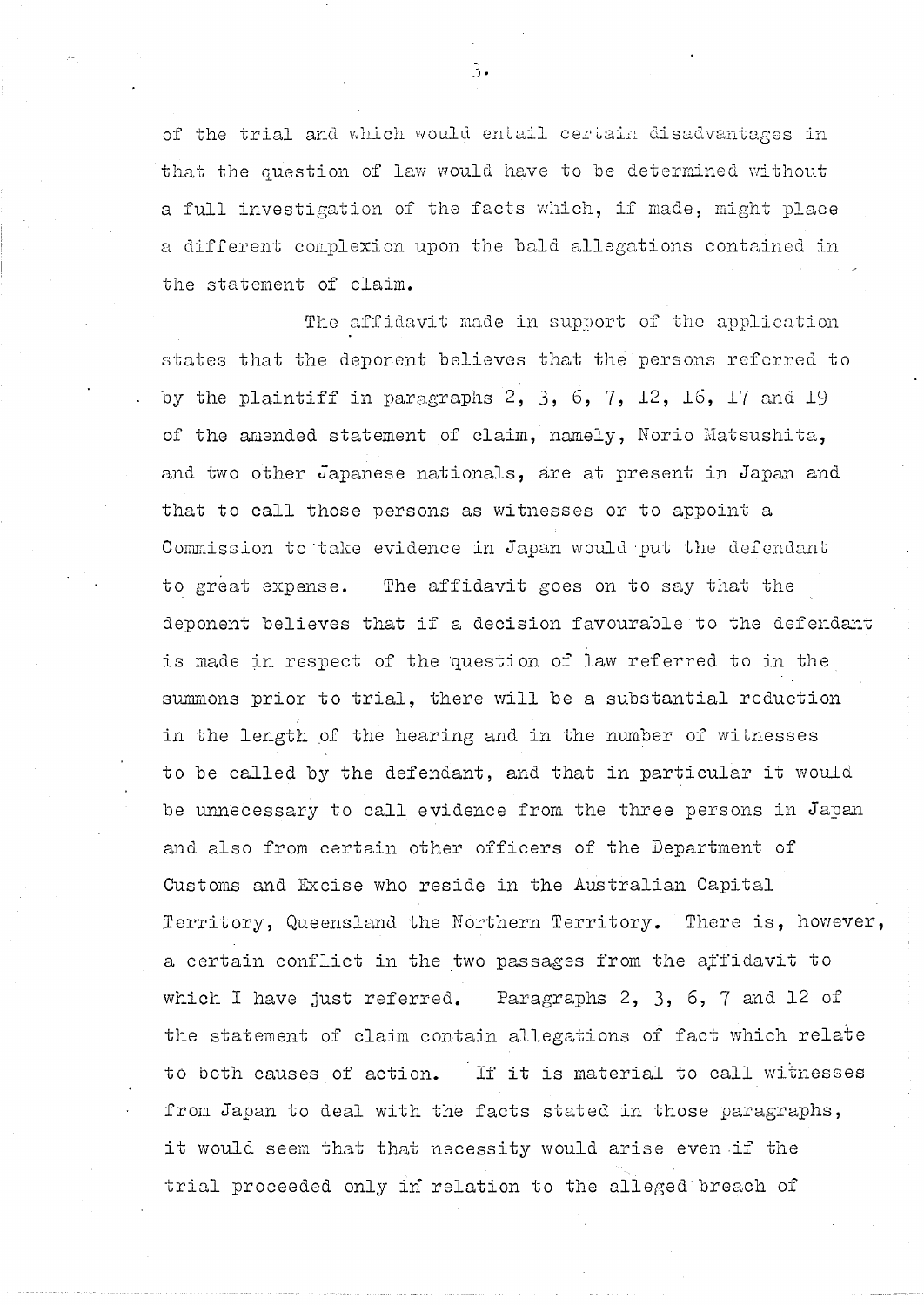of the trial and which would entail certain disadvantages in that the question of law would have to be determined without a full investigation of the facts which, if made, might place a different complexion upon the bald allegations contained in the statement of claim.

The affidavit made in support of the application states that the deponent believes that the persons referred to by the plaintiff in paragraphs 2, 3, 6, 7, 12, 16, 17 and 19 of the amended statement of claim, namely, Norio Matsushita, and two other Japanese nationals, are at present in Japan and that to call those persons as witnesses or to appoint a Commission to take evidence in Japan would put the defendant to great expense. The affidavit goes on to say that the deponent believes that if a decision favourable to the defendant is made in respect of the question of law referred to in the summons prior to trial, there will be a substantial reduction in the length of the hearing and in the number of witnesses to be called by the defendant, and that in particular it would be unnecessary to call evidence from the three persons in Japan and also from certain other officers of the Department of Customs and Excise who reside in the Australian Capital Territory, Queensland the Northern Territory. There is, however, a certain conflict in the two passages from the affidavit to which I have just referred. Paragraphs 2, 3, 6, 7 and 12 of the statement of claim contain allegations of fact which relate to both causes of action. If it is material to call witnesses from Japan to deal with the facts stated in those paragraphs, it would seem that that necessity would arise even if the trial proceeded only in relation to the alleged breach of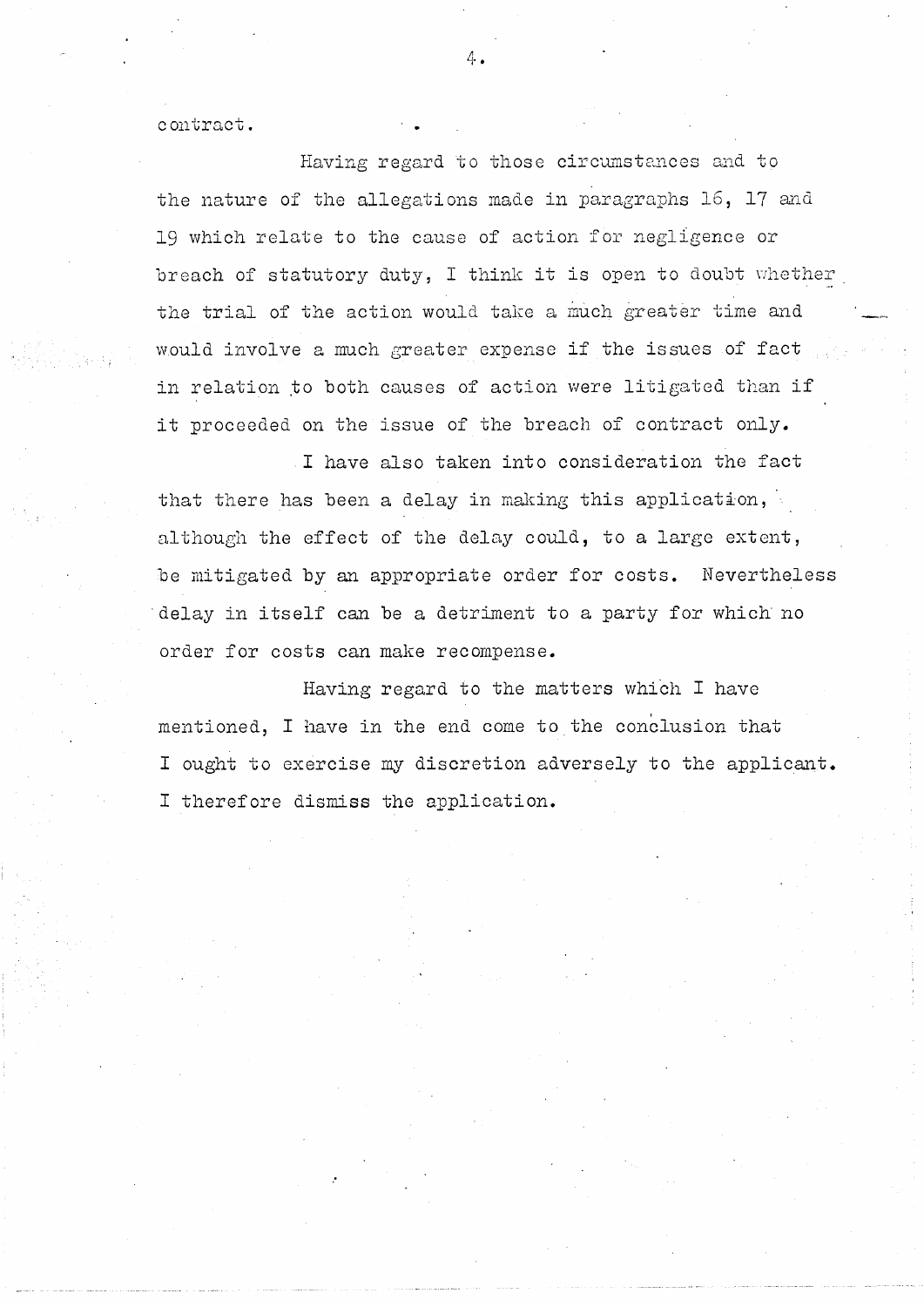contract.

Having regard to those circumstances and to the nature of the allegations made in paragraphs 16, 17 and 19 which relate to the cause of action for negligence or breach of statutory duty, I think it is open to doubt whether the trial of the action would take a much greater time and would involve a much greater expense if the issues of fact in relation to both causes of action were litigated than if it proceeded on the issue of the breach of contract only.

I have also taken into consideration the fact that there has been a delay in making this application, although the effect of the delay could, to a large extent, be mitigated by an appropriate order for costs. Nevertheless delay in itself can be a detriment to a party for which no order for costs can make recompense.

Having regard to the matters which I have mentioned, I have in the end come to the conclusion that I ought to exercise my discretion adversely to the applicant. I therefore dismiss the application.